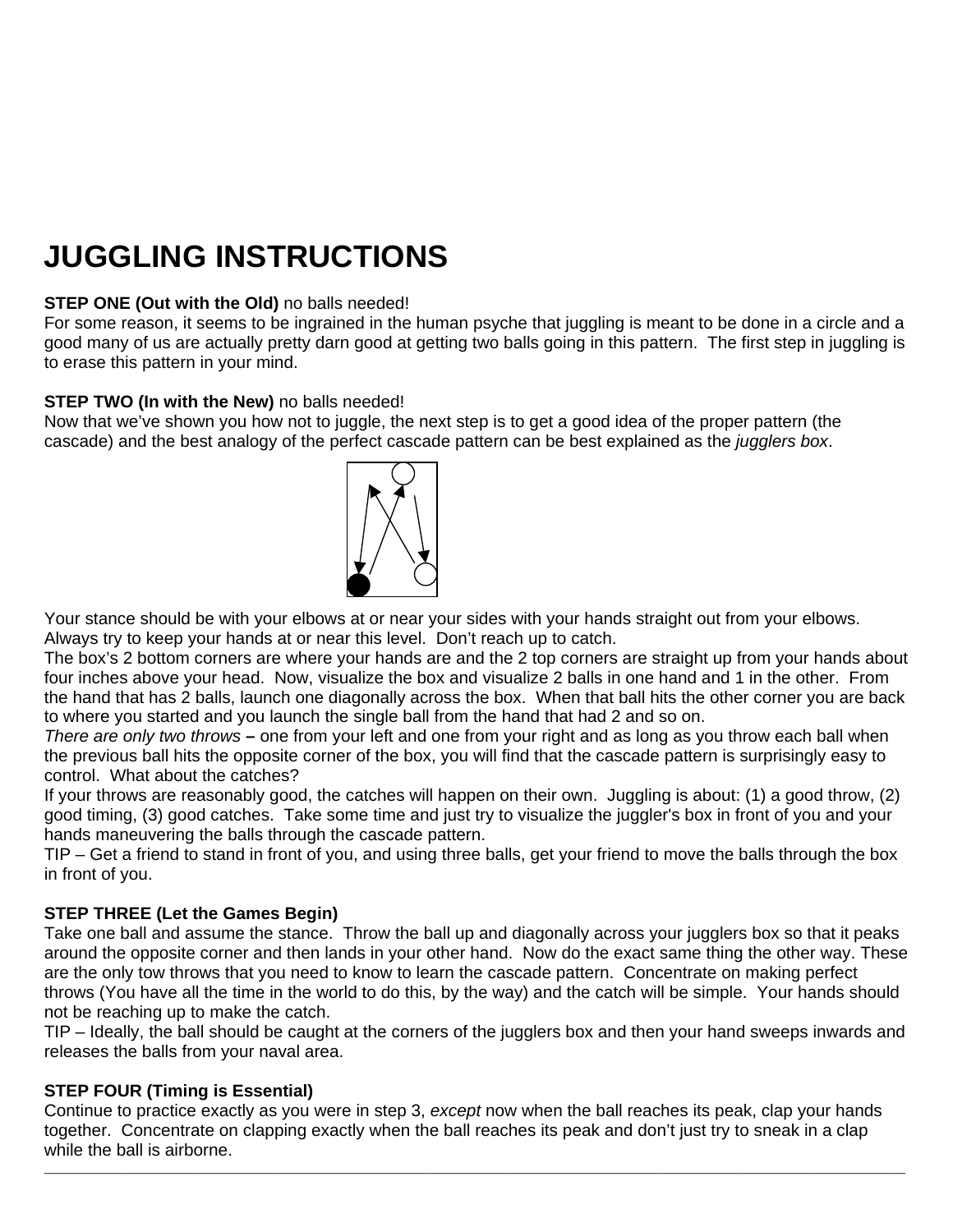# JUGGLING INSTRUCTIONS

**STEP ONE (Out with the Old)** no balls needed!
For some reason, it seems to be ingrained in the human psyche that juggling is meant to be done in a circle and a good many of us are actually pretty darn good at getting two balls going in this pattern. The first step in juggling is to erase this pattern in your mind.

**STEP TWO (In with the New)** no balls needed!
Now that we've shown you how not to juggle, the next step is to get a good idea of the proper pattern (the cascade) and the best analogy of the perfect cascade pattern can be best explained as the *jugglers box*.

Your stance should be with your elbows at or near your sides with your hands straight out from your elbows. Always try to keep your hands at or near this level. Don't reach up to catch.
The box's 2 bottom corners are where your hands are and the 2 top corners are straight up from your hands about four inches above your head. Now, visualize the box and visualize 2 balls in one hand and 1 in the other. From the hand that has 2 balls, launch one diagonally across the box. When that ball hits the other corner you are back to where you started and you launch the single ball from the hand that had 2 and so on.
*There are only two throws* **–** one from your left and one from your right and as long as you throw each ball when the previous ball hits the opposite corner of the box, you will find that the cascade pattern is surprisingly easy to control. What about the catches?
If your throws are reasonably good, the catches will happen on their own. Juggling is about: (1) a good throw, (2) good timing, (3) good catches. Take some time and just try to visualize the juggler's box in front of you and your hands maneuvering the balls through the cascade pattern.
TIP – Get a friend to stand in front of you, and using three balls, get your friend to move the balls through the box in front of you.

**STEP THREE (Let the Games Begin)**
Take one ball and assume the stance. Throw the ball up and diagonally across your jugglers box so that it peaks around the opposite corner and then lands in your other hand. Now do the exact same thing the other way. These are the only tow throws that you need to know to learn the cascade pattern. Concentrate on making perfect throws (You have all the time in the world to do this, by the way) and the catch will be simple. Your hands should not be reaching up to make the catch.
TIP – Ideally, the ball should be caught at the corners of the jugglers box and then your hand sweeps inwards and releases the balls from your naval area.

**STEP FOUR (Timing is Essential)**
Continue to practice exactly as you were in step 3, *except* now when the ball reaches its peak, clap your hands together. Concentrate on clapping exactly when the ball reaches its peak and don't just try to sneak in a clap while the ball is airborne.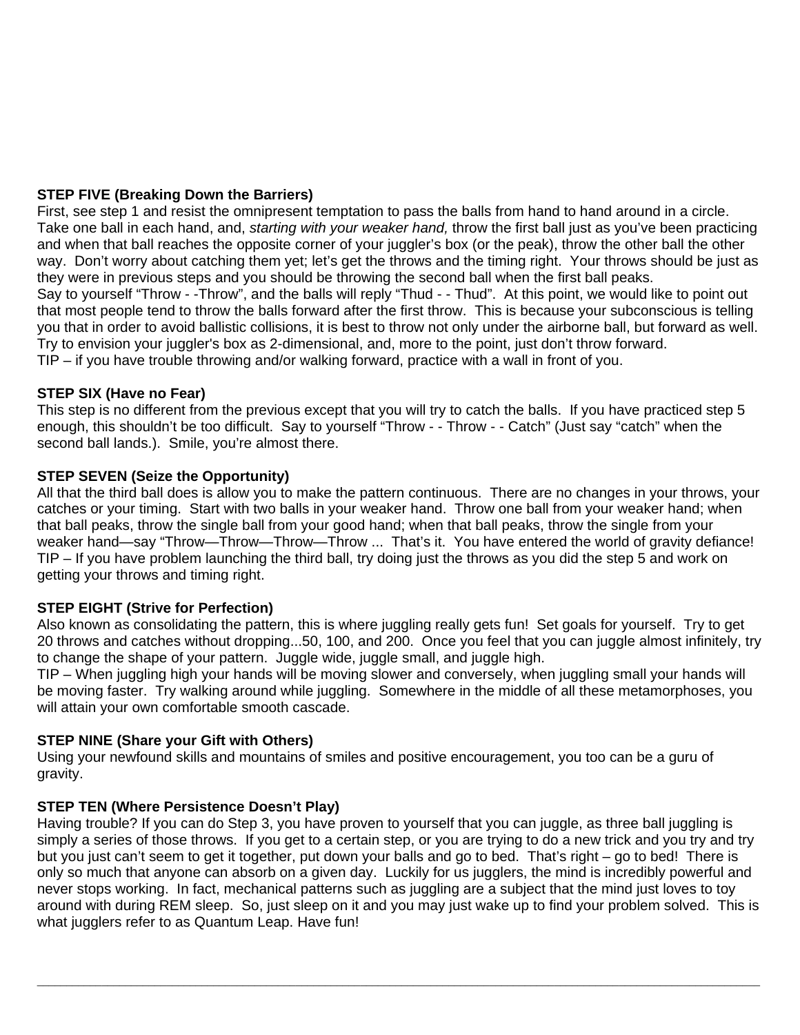**STEP FIVE (Breaking Down the Barriers)**
First, see step 1 and resist the omnipresent temptation to pass the balls from hand to hand around in a circle. Take one ball in each hand, and, *starting with your weaker hand,* throw the first ball just as you've been practicing and when that ball reaches the opposite corner of your juggler's box (or the peak), throw the other ball the other way. Don't worry about catching them yet; let's get the throws and the timing right. Your throws should be just as they were in previous steps and you should be throwing the second ball when the first ball peaks.
Say to yourself "Throw - -Throw", and the balls will reply "Thud - - Thud". At this point, we would like to point out that most people tend to throw the balls forward after the first throw. This is because your subconscious is telling you that in order to avoid ballistic collisions, it is best to throw not only under the airborne ball, but forward as well. Try to envision your juggler's box as 2-dimensional, and, more to the point, just don't throw forward.
TIP – if you have trouble throwing and/or walking forward, practice with a wall in front of you.

**STEP SIX (Have no Fear)**
This step is no different from the previous except that you will try to catch the balls. If you have practiced step 5 enough, this shouldn't be too difficult. Say to yourself "Throw - - Throw - - Catch" (Just say "catch" when the second ball lands.). Smile, you're almost there.

**STEP SEVEN (Seize the Opportunity)**
All that the third ball does is allow you to make the pattern continuous. There are no changes in your throws, your catches or your timing. Start with two balls in your weaker hand. Throw one ball from your weaker hand; when that ball peaks, throw the single ball from your good hand; when that ball peaks, throw the single from your weaker hand—say "Throw—Throw—Throw—Throw ... That's it. You have entered the world of gravity defiance!
TIP – If you have problem launching the third ball, try doing just the throws as you did the step 5 and work on getting your throws and timing right.

**STEP EIGHT (Strive for Perfection)**
Also known as consolidating the pattern, this is where juggling really gets fun! Set goals for yourself. Try to get 20 throws and catches without dropping...50, 100, and 200. Once you feel that you can juggle almost infinitely, try to change the shape of your pattern. Juggle wide, juggle small, and juggle high.
TIP – When juggling high your hands will be moving slower and conversely, when juggling small your hands will be moving faster. Try walking around while juggling. Somewhere in the middle of all these metamorphoses, you will attain your own comfortable smooth cascade.

**STEP NINE (Share your Gift with Others)**
Using your newfound skills and mountains of smiles and positive encouragement, you too can be a guru of gravity.

**STEP TEN (Where Persistence Doesn't Play)**
Having trouble? If you can do Step 3, you have proven to yourself that you can juggle, as three ball juggling is simply a series of those throws. If you get to a certain step, or you are trying to do a new trick and you try and try but you just can't seem to get it together, put down your balls and go to bed. That's right – go to bed! There is only so much that anyone can absorb on a given day. Luckily for us jugglers, the mind is incredibly powerful and never stops working. In fact, mechanical patterns such as juggling are a subject that the mind just loves to toy around with during REM sleep. So, just sleep on it and you may just wake up to find your problem solved. This is what jugglers refer to as Quantum Leap. Have fun!